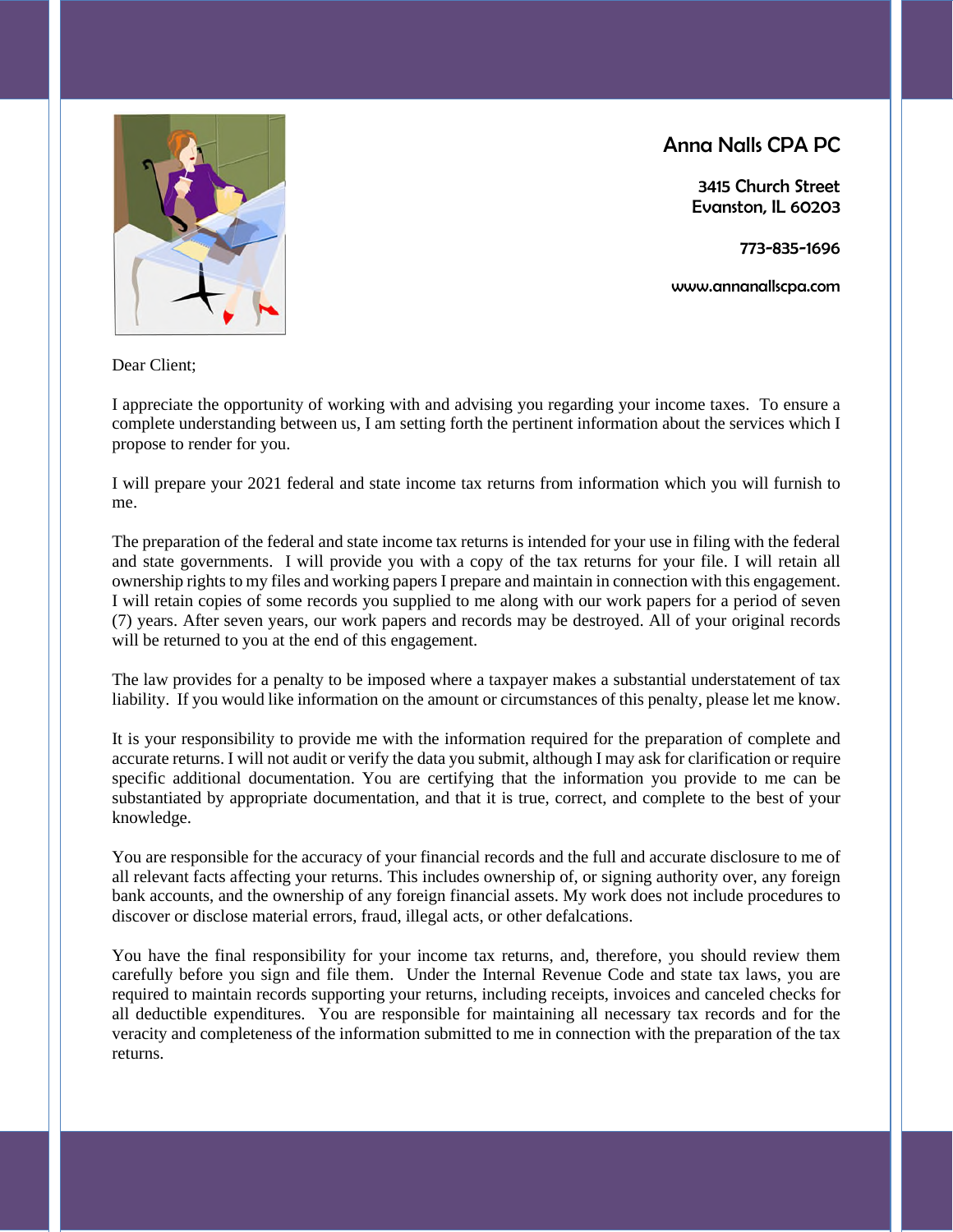**Anna Nalls CPA PC**

3415 Church Street
Evanston, IL 60203

773-835-1696

www.annanallscpa.com

Dear Client;

I appreciate the opportunity of working with and advising you regarding your income taxes. To ensure a complete understanding between us, I am setting forth the pertinent information about the services which I propose to render for you.

I will prepare your 2021 federal and state income tax returns from information which you will furnish to me.

The preparation of the federal and state income tax returns is intended for your use in filing with the federal and state governments. I will provide you with a copy of the tax returns for your file. I will retain all ownership rights to my files and working papers I prepare and maintain in connection with this engagement. I will retain copies of some records you supplied to me along with our work papers for a period of seven (7) years. After seven years, our work papers and records may be destroyed. All of your original records will be returned to you at the end of this engagement.

The law provides for a penalty to be imposed where a taxpayer makes a substantial understatement of tax liability. If you would like information on the amount or circumstances of this penalty, please let me know.

It is your responsibility to provide me with the information required for the preparation of complete and accurate returns. I will not audit or verify the data you submit, although I may ask for clarification or require specific additional documentation. You are certifying that the information you provide to me can be substantiated by appropriate documentation, and that it is true, correct, and complete to the best of your knowledge.

You are responsible for the accuracy of your financial records and the full and accurate disclosure to me of all relevant facts affecting your returns. This includes ownership of, or signing authority over, any foreign bank accounts, and the ownership of any foreign financial assets. My work does not include procedures to discover or disclose material errors, fraud, illegal acts, or other defalcations.

You have the final responsibility for your income tax returns, and, therefore, you should review them carefully before you sign and file them. Under the Internal Revenue Code and state tax laws, you are required to maintain records supporting your returns, including receipts, invoices and canceled checks for all deductible expenditures. You are responsible for maintaining all necessary tax records and for the veracity and completeness of the information submitted to me in connection with the preparation of the tax returns.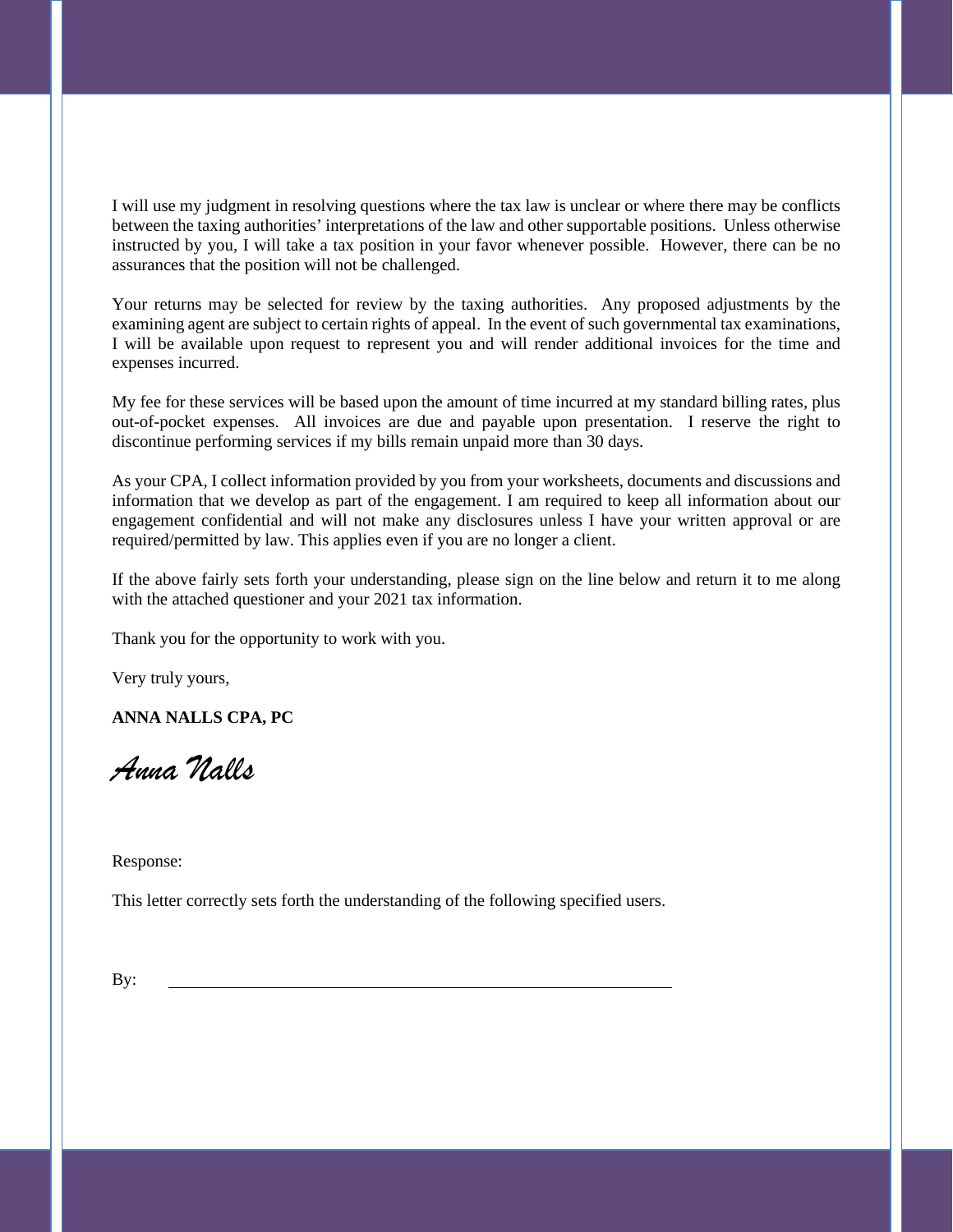I will use my judgment in resolving questions where the tax law is unclear or where there may be conflicts between the taxing authorities' interpretations of the law and other supportable positions. Unless otherwise instructed by you, I will take a tax position in your favor whenever possible. However, there can be no assurances that the position will not be challenged.

Your returns may be selected for review by the taxing authorities. Any proposed adjustments by the examining agent are subject to certain rights of appeal. In the event of such governmental tax examinations, I will be available upon request to represent you and will render additional invoices for the time and expenses incurred.

My fee for these services will be based upon the amount of time incurred at my standard billing rates, plus out-of-pocket expenses. All invoices are due and payable upon presentation. I reserve the right to discontinue performing services if my bills remain unpaid more than 30 days.

As your CPA, I collect information provided by you from your worksheets, documents and discussions and information that we develop as part of the engagement. I am required to keep all information about our engagement confidential and will not make any disclosures unless I have your written approval or are required/permitted by law. This applies even if you are no longer a client.

If the above fairly sets forth your understanding, please sign on the line below and return it to me along with the attached questioner and your 2021 tax information.

Thank you for the opportunity to work with you.

Very truly yours,

**ANNA NALLS CPA, PC**

*Anna Nalls*

Response:

This letter correctly sets forth the understanding of the following specified users.

By: ______________________________________________